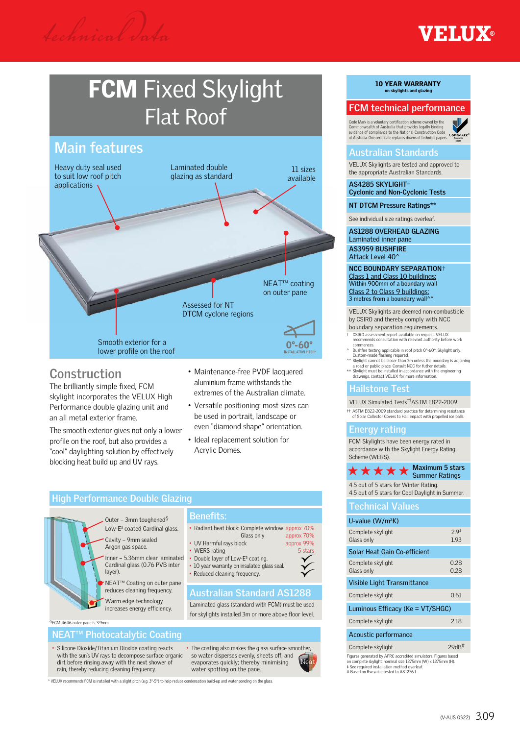Technical Data

VELUX®

# FCM Fixed Skylight Flat Roof

## Main features

- Heavy duty seal used to suit low roof pitch applications
- Laminated double glazing as standard
- 11 sizes available
- NEAT™ coating on outer pane
- Assessed for NT DTCM cyclone regions
- Smooth exterior for a lower profile on the roof
- 0°-60° INSTALLATION PITCH*

## Construction

The brilliantly simple fixed, FCM skylight incorporates the VELUX High Performance double glazing unit and an all metal exterior frame.

The smooth exterior gives not only a lower profile on the roof, but also provides a "cool" daylighting solution by effectively blocking heat build up and UV rays.

- Maintenance-free PVDF lacquered aluminium frame withstands the extremes of the Australian climate.
- Versatile positioning: most sizes can be used in portrait, landscape or even "diamond shape" orientation.
- Ideal replacement solution for Acrylic Domes.

## High Performance Double Glazing

- Outer – 3mm toughened§ Low-E³ coated Cardinal glass.
- Cavity – 9mm sealed Argon gas space.
- Inner – 5.36mm clear laminated Cardinal glass (0.76 PVB inter layer).
- NEAT™ Coating on outer pane reduces cleaning frequency.
- Warm edge technology increases energy efficiency.

§FCM 4646 outer pane is 3.9mm.

### Benefits:

| | |
|---|---|
| Radiant heat block: Complete window | approx 70% |
| Glass only | approx 70% |
| UV Harmful rays block | approx 99% |
| WERS rating | 5 stars |
| Double layer of Low-E³ coating. | ✓ |
| 10 year warranty on insulated glass seal. | ✓ |
| Reduced cleaning frequency. | ✓ |

### Australian Standard AS1288

Laminated glass (standard with FCM) must be used for skylights installed 3m or more above floor level.

## NEAT™ Photocatalytic Coating

- Silicone Dioxide/Titanium Dioxide coating reacts with the sun's UV rays to decompose surface organic dirt before rinsing away with the next shower of rain, thereby reducing cleaning frequency.
- The coating also makes the glass surface smoother, so water disperses evenly, sheets off, and evaporates quickly; thereby minimising water spotting on the pane.

\* VELUX recommends FCM is installed with a slight pitch (e.g. 3°-5°) to help reduce condensation build-up and water ponding on the glass.

---

**10 YEAR WARRANTY**
on skylights and glazing

## FCM technical performance

Code Mark is a voluntary certification scheme owned by the Commonwealth of Australia that provides legally binding evidence of compliance to the National Construction Code of Australia. One certificate replaces dozens of technical papers.

### Australian Standards

VELUX Skylights are tested and approved to the appropriate Australian Standards.

**AS4285 SKYLIGHT– Cyclonic and Non-Cyclonic Tests**

**NT DTCM Pressure Ratings\*\***

See individual size ratings overleaf.

**AS1288 OVERHEAD GLAZING**
Laminated inner pane

**AS3959 BUSHFIRE**
Attack Level 40^

**NCC BOUNDARY SEPARATION**†
Class 1 and Class 10 buildings:
Within 900mm of a boundary wall
Class 2 to Class 9 buildings:
3 metres from a boundary wall^^

VELUX Skylights are deemed non-combustible by CSIRO and thereby comply with NCC boundary separation requirements.

† CSIRO assessment report available on request. VELUX recommends consultation with relevant authority before work commences.
^ Bushfire testing applicable in roof pitch 0°-60°. Skylight only. Custom-made flashing required.
^^ Skylight cannot be closer than 3m unless the boundary is adjoining a road or public place. Consult NCC for futher details.
\*\* Skylight must be installed in accordance with the engineering drawings, contact VELUX for more information.

### Hailstone Test

VELUX Simulated Tests†† ASTM E822-2009.

†† ASTM E822-2009 standard practice for determining resistance of Solar Collector Covers to Hail impact with propelled ice balls.

### Energy rating

FCM Skylights have been energy rated in accordance with the Skylight Energy Rating Scheme (WERS).

★★★★★ Maximum 5 stars Summer Ratings

4.5 out of 5 stars for Winter Rating.
4.5 out of 5 stars for Cool Daylight in Summer.

### Technical Values

| U-value ($W/m^2K$) | |
|---|---|
| Complete skylight | 2.9‡ |
| Glass only | 1.93 |
| **Solar Heat Gain Co-efficient** | |
| Complete skylight | 0.28 |
| Glass only | 0.28 |
| **Visible Light Transmittance** | |
| Complete skylight | 0.61 |
| **Luminous Efficacy (Ke = VT/SHGC)** | |
| Complete skylight | 2.18 |
| **Acoustic performance** | |
| Complete skylight | 29dB# |

Figures generated by AFRC accredited simulators. Figures based on complete skylight: nominal size 1275mm (W) x 1275mm (H).
‡ See required installation method overleaf.
\# Based on Rw value tested to AS1276.1

(V-AUS 0322)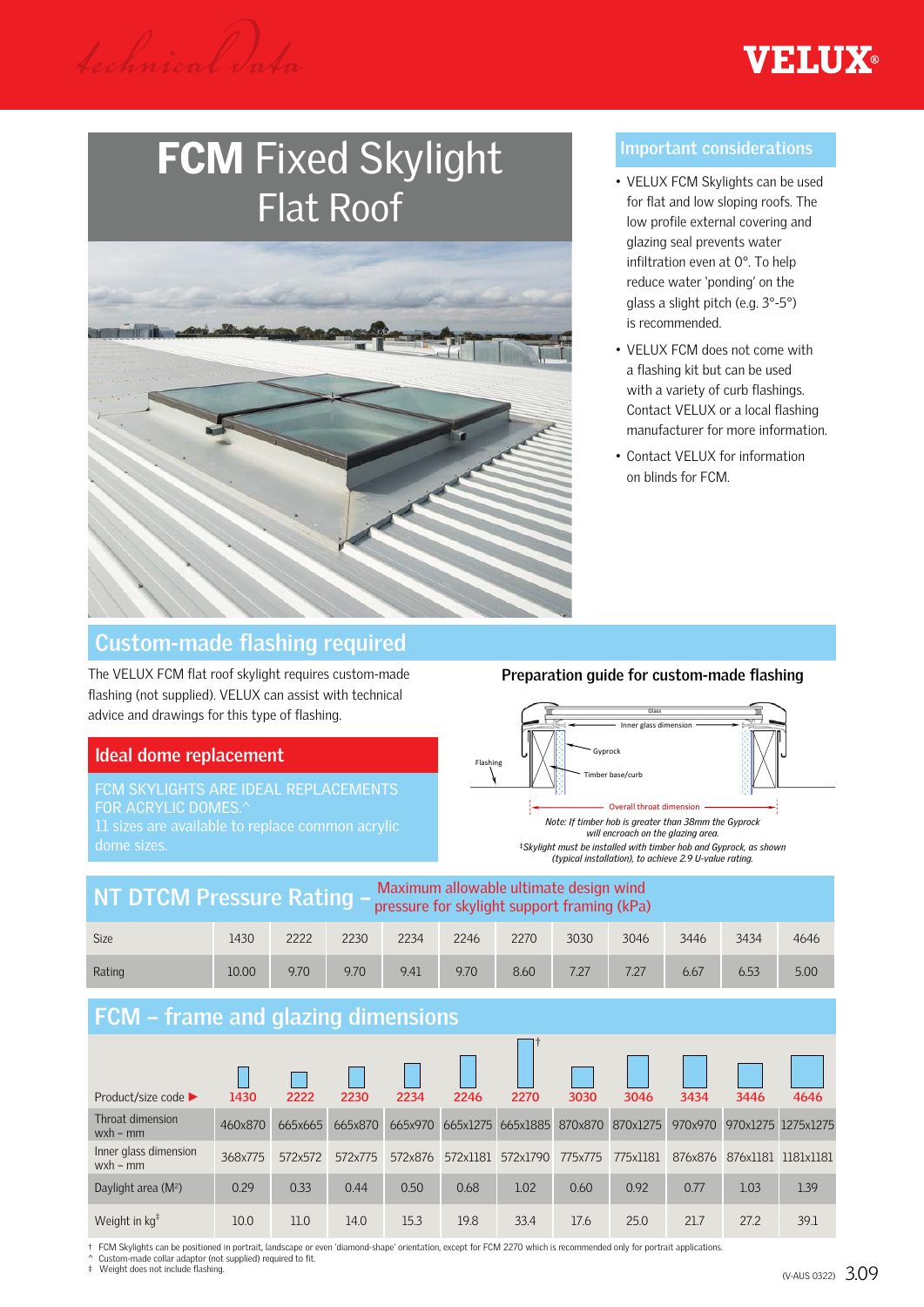# FCM Fixed Skylight Flat Roof

## Important considerations

- VELUX FCM Skylights can be used for flat and low sloping roofs. The low profile external covering and glazing seal prevents water infiltration even at 0°. To help reduce water 'ponding' on the glass a slight pitch (e.g. 3°-5°) is recommended.
- VELUX FCM does not come with a flashing kit but can be used with a variety of curb flashings. Contact VELUX or a local flashing manufacturer for more information.
- Contact VELUX for information on blinds for FCM.

## Custom-made flashing required

The VELUX FCM flat roof skylight requires custom-made flashing (not supplied). VELUX can assist with technical advice and drawings for this type of flashing.

### Ideal dome replacement

FCM SKYLIGHTS ARE IDEAL REPLACEMENTS FOR ACRYLIC DOMES.^
11 sizes are available to replace common acrylic dome sizes.

### Preparation guide for custom-made flashing

Glass
Inner glass dimension
Gyprock
Flashing
Timber base/curb
Overall throat dimension

*Note: If timber hob is greater than 38mm the Gyprock will encroach on the glazing area.*

*‡Skylight must be installed with timber hob and Gyprock, as shown (typical installation), to achieve 2.9 U-value rating.*

## NT DTCM Pressure Rating – Maximum allowable ultimate design wind pressure for skylight support framing (kPa)

| Size | 1430 | 2222 | 2230 | 2234 | 2246 | 2270 | 3030 | 3046 | 3446 | 3434 | 4646 |
|---|---|---|---|---|---|---|---|---|---|---|---|
| Rating | 10.00 | 9.70 | 9.70 | 9.41 | 9.70 | 8.60 | 7.27 | 7.27 | 6.67 | 6.53 | 5.00 |

## FCM – frame and glazing dimensions

| Product/size code ▶ | 1430 | 2222 | 2230 | 2234 | 2246 | 2270† | 3030 | 3046 | 3434 | 3446 | 4646 |
|---|---|---|---|---|---|---|---|---|---|---|---|
| Throat dimension wxh – mm | 460x870 | 665x665 | 665x870 | 665x970 | 665x1275 | 665x1885 | 870x870 | 870x1275 | 970x970 | 970x1275 | 1275x1275 |
| Inner glass dimension wxh – mm | 368x775 | 572x572 | 572x775 | 572x876 | 572x1181 | 572x1790 | 775x775 | 775x1181 | 876x876 | 876x1181 | 1181x1181 |
| Daylight area ($M^2$) | 0.29 | 0.33 | 0.44 | 0.50 | 0.68 | 1.02 | 0.60 | 0.92 | 0.77 | 1.03 | 1.39 |
| Weight in kg‡ | 10.0 | 11.0 | 14.0 | 15.3 | 19.8 | 33.4 | 17.6 | 25.0 | 21.7 | 27.2 | 39.1 |

† FCM Skylights can be positioned in portrait, landscape or even 'diamond-shape' orientation, except for FCM 2270 which is recommended only for portrait applications.
^ Custom-made collar adaptor (not supplied) required to fit.
‡ Weight does not include flashing.

(V-AUS 0322)